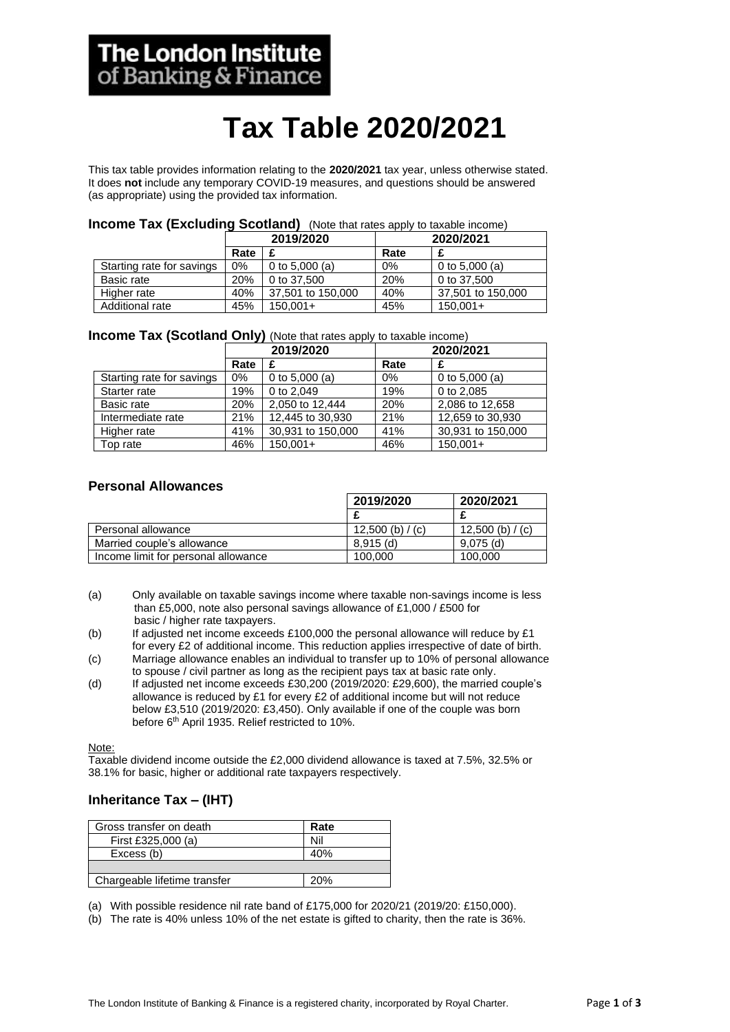**The London Institute of Banking & Finance**

# Tax Table 2020/2021

This tax table provides information relating to the **2020/2021** tax year, unless otherwise stated. It does **not** include any temporary COVID-19 measures, and questions should be answered (as appropriate) using the provided tax information.

## Income Tax (Excluding Scotland) (Note that rates apply to taxable income)

| | 2019/2020 | | 2020/2021 | |
|---|---|---|---|---|
| | **Rate** | **£** | **Rate** | **£** |
| Starting rate for savings | 0% | 0 to 5,000 (a) | 0% | 0 to 5,000 (a) |
| Basic rate | 20% | 0 to 37,500 | 20% | 0 to 37,500 |
| Higher rate | 40% | 37,501 to 150,000 | 40% | 37,501 to 150,000 |
| Additional rate | 45% | 150,001+ | 45% | 150,001+ |

## Income Tax (Scotland Only) (Note that rates apply to taxable income)

| | 2019/2020 | | 2020/2021 | |
|---|---|---|---|---|
| | **Rate** | **£** | **Rate** | **£** |
| Starting rate for savings | 0% | 0 to 5,000 (a) | 0% | 0 to 5,000 (a) |
| Starter rate | 19% | 0 to 2,049 | 19% | 0 to 2,085 |
| Basic rate | 20% | 2,050 to 12,444 | 20% | 2,086 to 12,658 |
| Intermediate rate | 21% | 12,445 to 30,930 | 21% | 12,659 to 30,930 |
| Higher rate | 41% | 30,931 to 150,000 | 41% | 30,931 to 150,000 |
| Top rate | 46% | 150,001+ | 46% | 150,001+ |

## Personal Allowances

| | 2019/2020 | 2020/2021 |
|---|---|---|
| | **£** | **£** |
| Personal allowance | 12,500 (b) / (c) | 12,500 (b) / (c) |
| Married couple's allowance | 8,915 (d) | 9,075 (d) |
| Income limit for personal allowance | 100,000 | 100,000 |

(a) Only available on taxable savings income where taxable non-savings income is less than £5,000, note also personal savings allowance of £1,000 / £500 for basic / higher rate taxpayers.

(b) If adjusted net income exceeds £100,000 the personal allowance will reduce by £1 for every £2 of additional income. This reduction applies irrespective of date of birth.

(c) Marriage allowance enables an individual to transfer up to 10% of personal allowance to spouse / civil partner as long as the recipient pays tax at basic rate only.

(d) If adjusted net income exceeds £30,200 (2019/2020: £29,600), the married couple's allowance is reduced by £1 for every £2 of additional income but will not reduce below £3,510 (2019/2020: £3,450). Only available if one of the couple was born before 6th April 1935. Relief restricted to 10%.

Note:
Taxable dividend income outside the £2,000 dividend allowance is taxed at 7.5%, 32.5% or 38.1% for basic, higher or additional rate taxpayers respectively.

## Inheritance Tax – (IHT)

| Gross transfer on death | Rate |
|---|---|
| First £325,000 (a) | Nil |
| Excess (b) | 40% |
| | |
| Chargeable lifetime transfer | 20% |

(a) With possible residence nil rate band of £175,000 for 2020/21 (2019/20: £150,000).

(b) The rate is 40% unless 10% of the net estate is gifted to charity, then the rate is 36%.

The London Institute of Banking & Finance is a registered charity, incorporated by Royal Charter.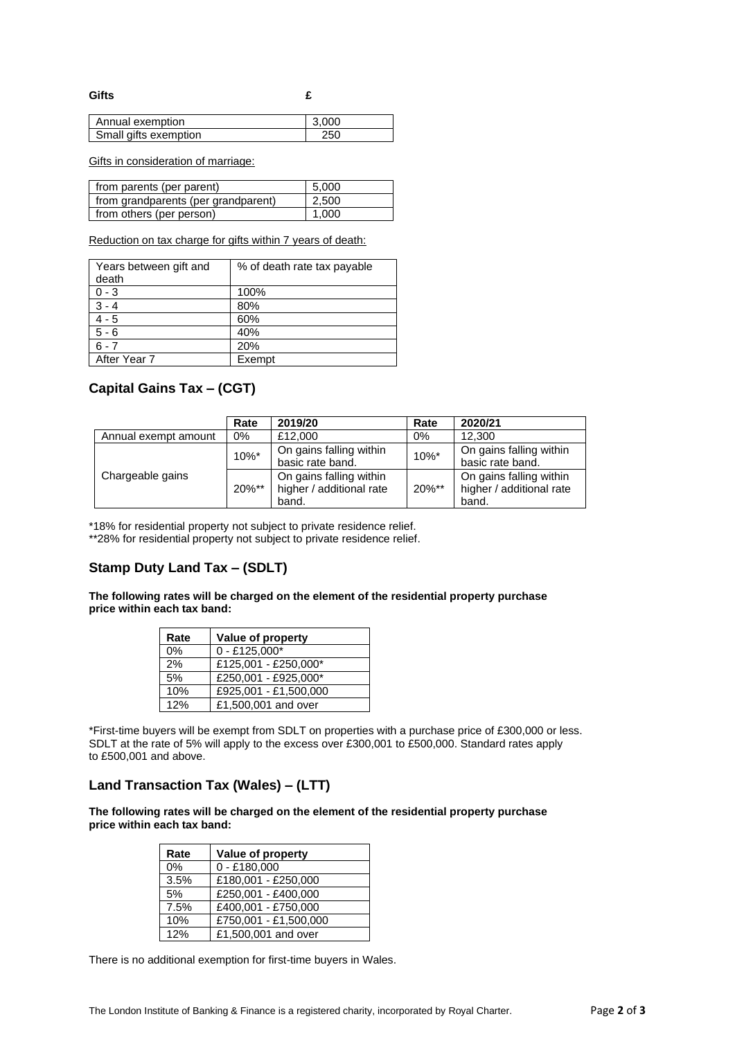**Gifts** **£**

| Annual exemption | 3,000 |
|---|---|
| Small gifts exemption | 250 |

Gifts in consideration of marriage:

| from parents (per parent) | 5,000 |
|---|---|
| from grandparents (per grandparent) | 2,500 |
| from others (per person) | 1,000 |

Reduction on tax charge for gifts within 7 years of death:

| Years between gift and death | % of death rate tax payable |
|---|---|
| 0 - 3 | 100% |
| 3 - 4 | 80% |
| 4 - 5 | 60% |
| 5 - 6 | 40% |
| 6 - 7 | 20% |
| After Year 7 | Exempt |

## Capital Gains Tax – (CGT)

| | Rate | 2019/20 | Rate | 2020/21 |
|---|---|---|---|---|
| Annual exempt amount | 0% | £12,000 | 0% | 12,300 |
| Chargeable gains | 10%* | On gains falling within basic rate band. | 10%* | On gains falling within basic rate band. |
| | 20%** | On gains falling within higher / additional rate band. | 20%** | On gains falling within higher / additional rate band. |

*18% for residential property not subject to private residence relief.
**28% for residential property not subject to private residence relief.

## Stamp Duty Land Tax – (SDLT)

**The following rates will be charged on the element of the residential property purchase price within each tax band:**

| Rate | Value of property |
|---|---|
| 0% | 0 - £125,000* |
| 2% | £125,001 - £250,000* |
| 5% | £250,001 - £925,000* |
| 10% | £925,001 - £1,500,000 |
| 12% | £1,500,001 and over |

*First-time buyers will be exempt from SDLT on properties with a purchase price of £300,000 or less. SDLT at the rate of 5% will apply to the excess over £300,001 to £500,000. Standard rates apply to £500,001 and above.

## Land Transaction Tax (Wales) – (LTT)

**The following rates will be charged on the element of the residential property purchase price within each tax band:**

| Rate | Value of property |
|---|---|
| 0% | 0 - £180,000 |
| 3.5% | £180,001 - £250,000 |
| 5% | £250,001 - £400,000 |
| 7.5% | £400,001 - £750,000 |
| 10% | £750,001 - £1,500,000 |
| 12% | £1,500,001 and over |

There is no additional exemption for first-time buyers in Wales.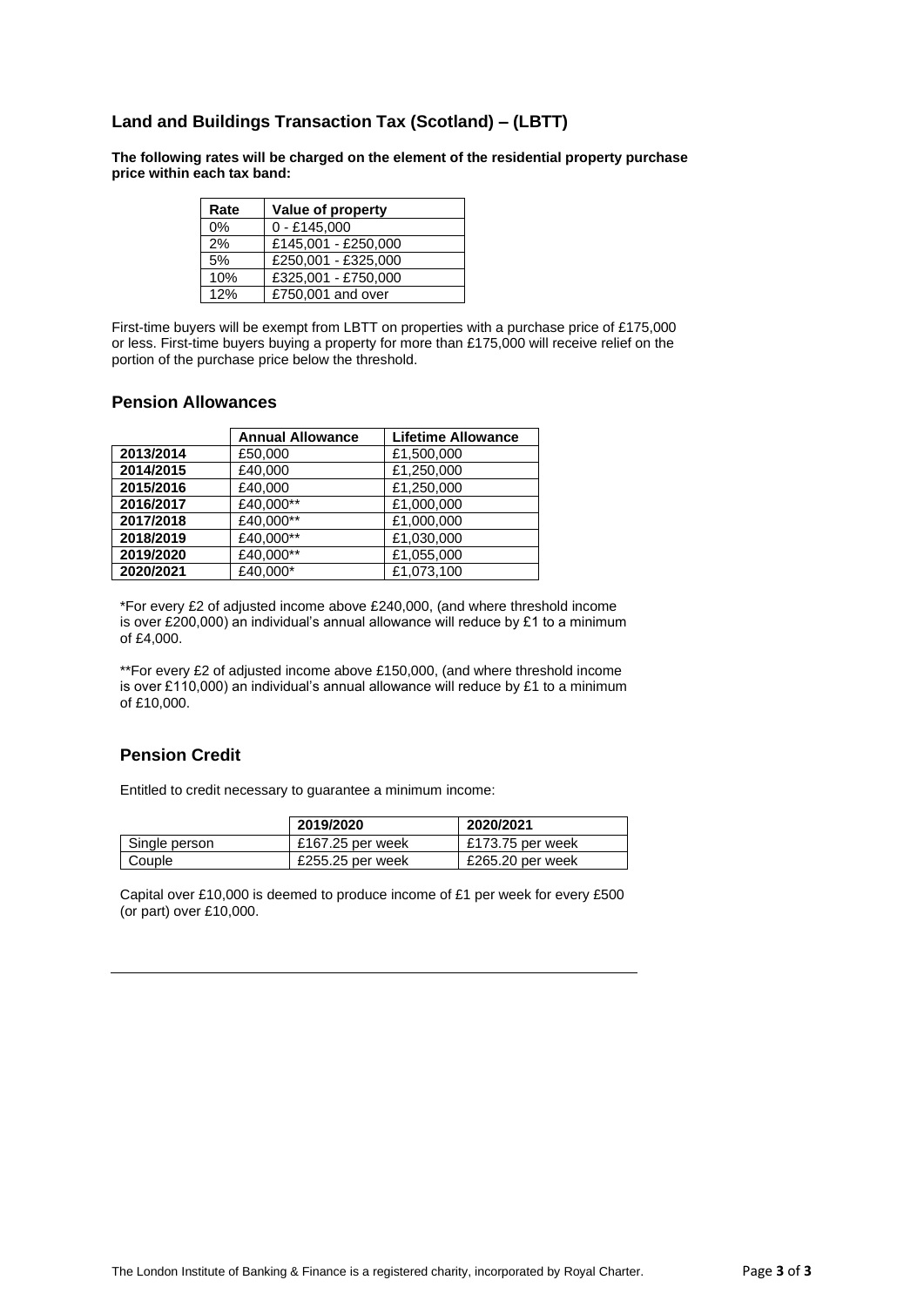## Land and Buildings Transaction Tax (Scotland) – (LBTT)

**The following rates will be charged on the element of the residential property purchase price within each tax band:**

| Rate | Value of property |
|---|---|
| 0% | 0 - £145,000 |
| 2% | £145,001 - £250,000 |
| 5% | £250,001 - £325,000 |
| 10% | £325,001 - £750,000 |
| 12% | £750,001 and over |

First-time buyers will be exempt from LBTT on properties with a purchase price of £175,000 or less. First-time buyers buying a property for more than £175,000 will receive relief on the portion of the purchase price below the threshold.

## Pension Allowances

| | Annual Allowance | Lifetime Allowance |
|---|---|---|
| **2013/2014** | £50,000 | £1,500,000 |
| **2014/2015** | £40,000 | £1,250,000 |
| **2015/2016** | £40,000 | £1,250,000 |
| **2016/2017** | £40,000** | £1,000,000 |
| **2017/2018** | £40,000** | £1,000,000 |
| **2018/2019** | £40,000** | £1,030,000 |
| **2019/2020** | £40,000** | £1,055,000 |
| **2020/2021** | £40,000* | £1,073,100 |

*For every £2 of adjusted income above £240,000, (and where threshold income is over £200,000) an individual's annual allowance will reduce by £1 to a minimum of £4,000.

**For every £2 of adjusted income above £150,000, (and where threshold income is over £110,000) an individual's annual allowance will reduce by £1 to a minimum of £10,000.

## Pension Credit

Entitled to credit necessary to guarantee a minimum income:

| | 2019/2020 | 2020/2021 |
|---|---|---|
| Single person | £167.25 per week | £173.75 per week |
| Couple | £255.25 per week | £265.20 per week |

Capital over £10,000 is deemed to produce income of £1 per week for every £500 (or part) over £10,000.

The London Institute of Banking & Finance is a registered charity, incorporated by Royal Charter.